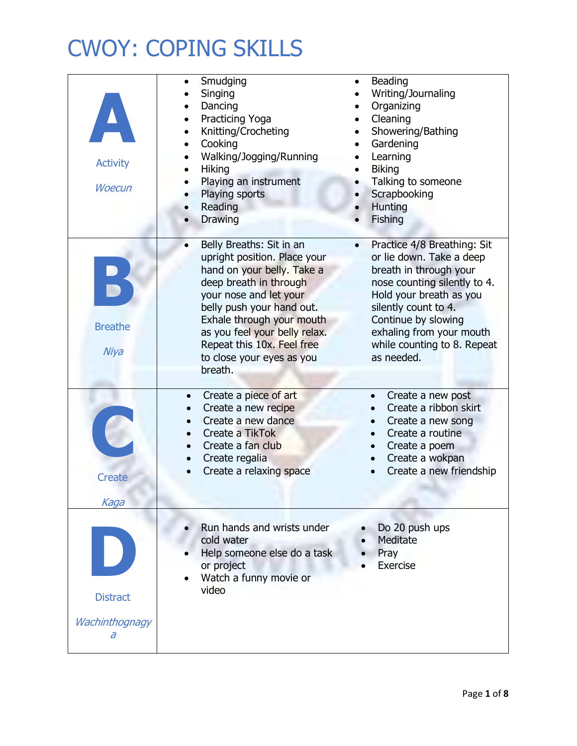# CWOY: COPING SKILLS

| | | |
|---|---|---|
| **A**<br>Activity<br>*Woecun* | • Smudging<br>• Singing<br>• Dancing<br>• Practicing Yoga<br>• Knitting/Crocheting<br>• Cooking<br>• Walking/Jogging/Running<br>• Hiking<br>• Playing an instrument<br>• Playing sports<br>• Reading<br>• Drawing | • Beading<br>• Writing/Journaling<br>• Organizing<br>• Cleaning<br>• Showering/Bathing<br>• Gardening<br>• Learning<br>• Biking<br>• Talking to someone<br>• Scrapbooking<br>• Hunting<br>• Fishing |
| **B**<br>Breathe<br>*Niya* | • Belly Breaths: Sit in an upright position. Place your hand on your belly. Take a deep breath in through your nose and let your belly push your hand out. Exhale through your mouth as you feel your belly relax. Repeat this 10x. Feel free to close your eyes as you breath. | • Practice 4/8 Breathing: Sit or lie down. Take a deep breath in through your nose counting silently to 4. Hold your breath as you silently count to 4. Continue by slowing exhaling from your mouth while counting to 8. Repeat as needed. |
| **C**<br>Create<br>*Kaga* | • Create a piece of art<br>• Create a new recipe<br>• Create a new dance<br>• Create a TikTok<br>• Create a fan club<br>• Create regalia<br>• Create a relaxing space | • Create a new post<br>• Create a ribbon skirt<br>• Create a new song<br>• Create a routine<br>• Create a poem<br>• Create a wokpan<br>• Create a new friendship |
| **D**<br>Distract<br>*Wachinthognagya* | • Run hands and wrists under cold water<br>• Help someone else do a task or project<br>• Watch a funny movie or video | • Do 20 push ups<br>• Meditate<br>• Pray<br>• Exercise |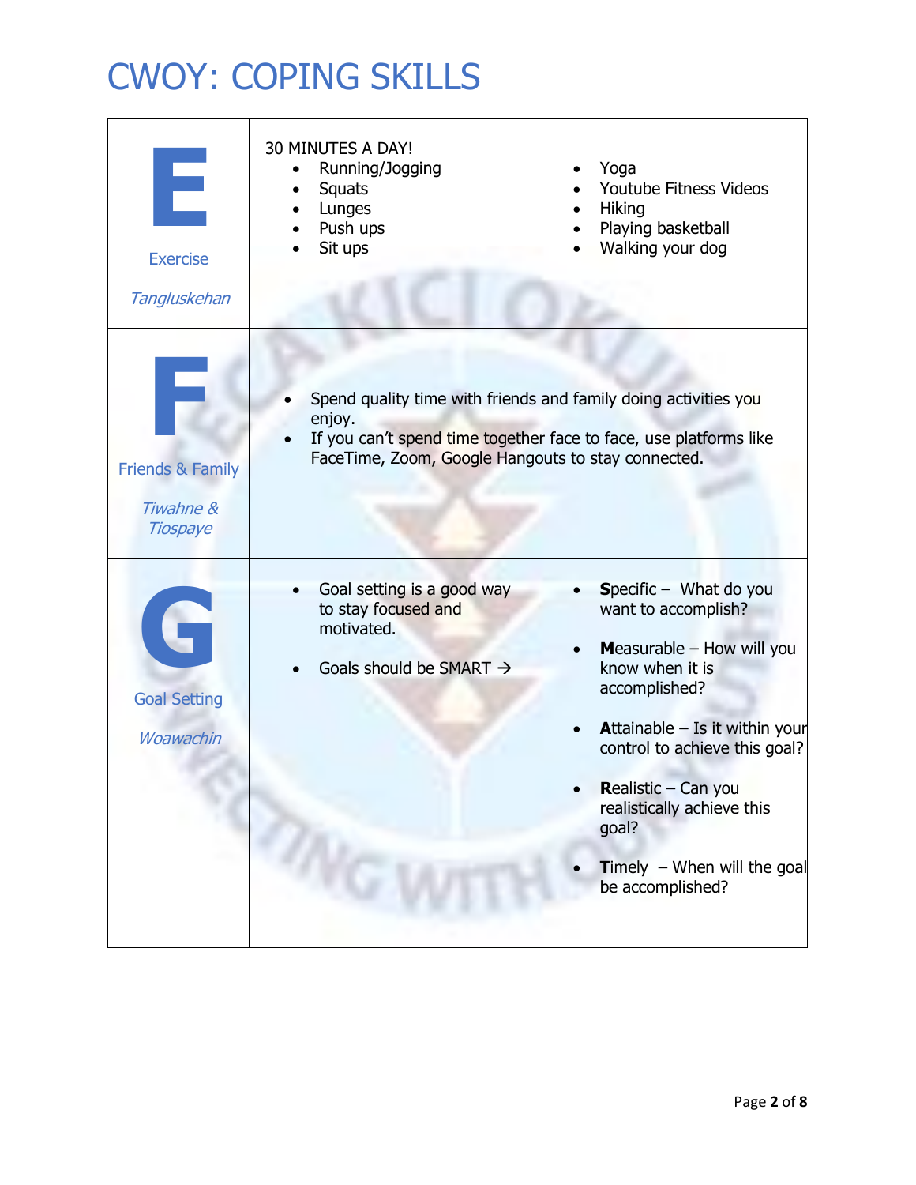# CWOY: COPING SKILLS

| | |
|---|---|
| **E**<br>Exercise<br>*Tangluskehan* | 30 MINUTES A DAY!<br>• Running/Jogging<br>• Squats<br>• Lunges<br>• Push ups<br>• Sit ups<br>• Yoga<br>• Youtube Fitness Videos<br>• Hiking<br>• Playing basketball<br>• Walking your dog |
| **F**<br>Friends & Family<br>*Tiwahne & Tiospaye* | • Spend quality time with friends and family doing activities you enjoy.<br>• If you can't spend time together face to face, use platforms like FaceTime, Zoom, Google Hangouts to stay connected. |
| **G**<br>Goal Setting<br>*Woawachin* | • Goal setting is a good way to stay focused and motivated.<br>• Goals should be SMART →<br>• **S**pecific – What do you want to accomplish?<br>• **M**easurable – How will you know when it is accomplished?<br>• **A**ttainable – Is it within your control to achieve this goal?<br>• **R**ealistic – Can you realistically achieve this goal?<br>• **T**imely – When will the goal be accomplished? |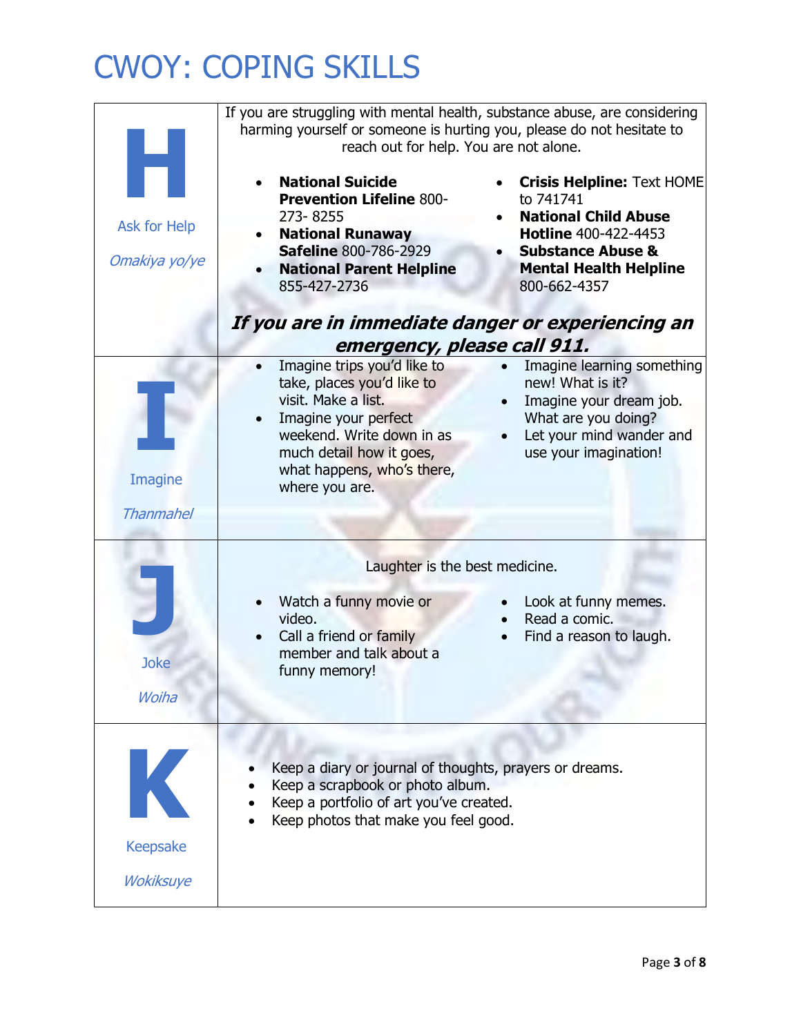# CWOY: COPING SKILLS

| | |
|---|---|
| **H**<br><br>Ask for Help<br><br>*Omakiya yo/ye* | If you are struggling with mental health, substance abuse, are considering harming yourself or someone is hurting you, please do not hesitate to reach out for help. You are not alone.<br><br>• **National Suicide Prevention Lifeline** 800-273- 8255<br>• **National Runaway Safeline** 800-786-2929<br>• **National Parent Helpline** 855-427-2736<br>• **Crisis Helpline:** Text HOME to 741741<br>• **National Child Abuse Hotline** 400-422-4453<br>• **Substance Abuse & Mental Health Helpline** 800-662-4357<br><br>***If you are in immediate danger or experiencing an emergency, please call 911.*** |
| **I**<br><br>Imagine<br><br>*Thanmahel* | • Imagine trips you'd like to take, places you'd like to visit. Make a list.<br>• Imagine your perfect weekend. Write down in as much detail how it goes, what happens, who's there, where you are.<br>• Imagine learning something new! What is it?<br>• Imagine your dream job. What are you doing?<br>• Let your mind wander and use your imagination! |
| **J**<br><br>Joke<br><br>*Woiha* | Laughter is the best medicine.<br><br>• Watch a funny movie or video.<br>• Call a friend or family member and talk about a funny memory!<br>• Look at funny memes.<br>• Read a comic.<br>• Find a reason to laugh. |
| **K**<br><br>Keepsake<br><br>*Wokiksuye* | • Keep a diary or journal of thoughts, prayers or dreams.<br>• Keep a scrapbook or photo album.<br>• Keep a portfolio of art you've created.<br>• Keep photos that make you feel good. |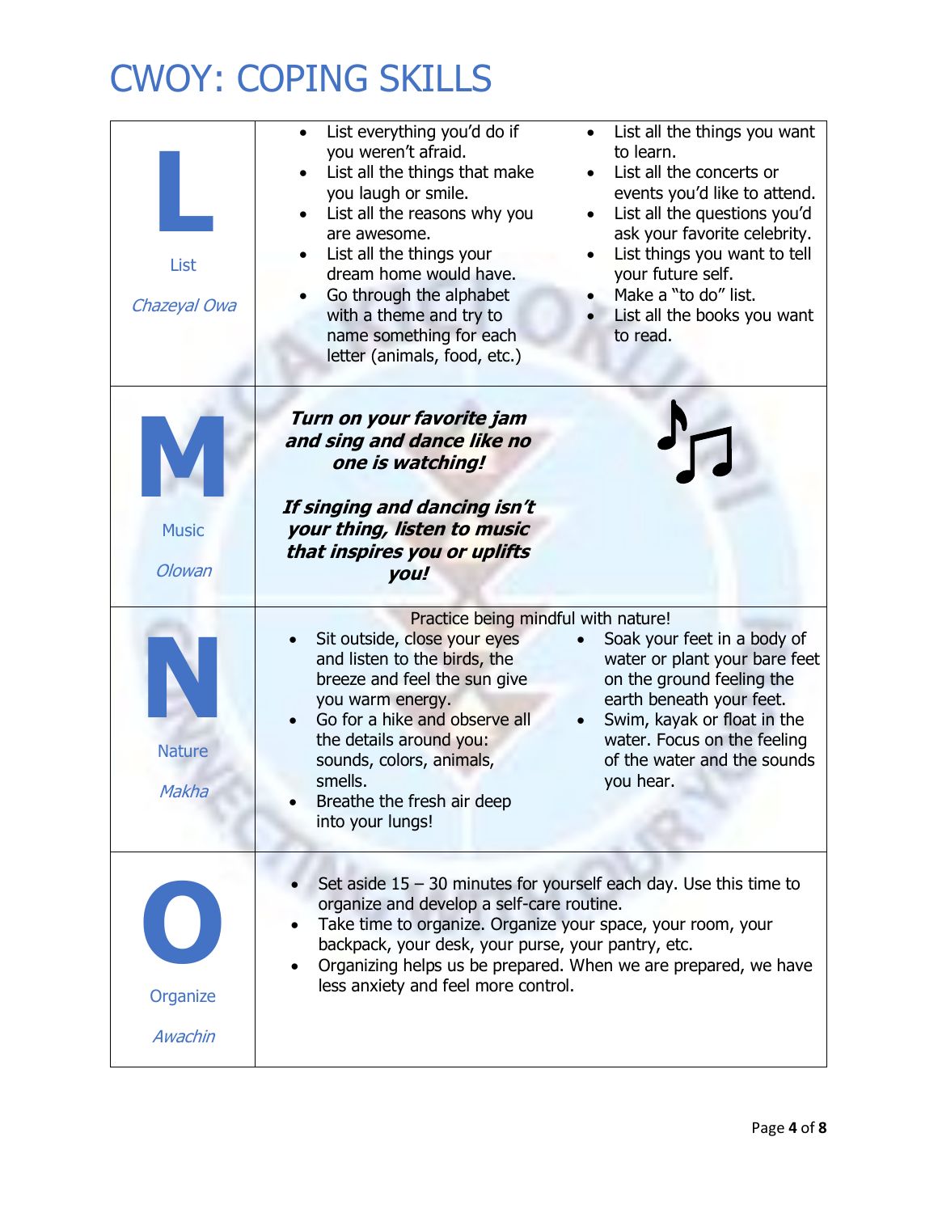# CWOY: COPING SKILLS

| | | |
|---|---|---|
| **L**<br>List<br>*Chazeyal Owa* | • List everything you'd do if you weren't afraid.<br>• List all the things that make you laugh or smile.<br>• List all the reasons why you are awesome.<br>• List all the things your dream home would have.<br>• Go through the alphabet with a theme and try to name something for each letter (animals, food, etc.) | • List all the things you want to learn.<br>• List all the concerts or events you'd like to attend.<br>• List all the questions you'd ask your favorite celebrity.<br>• List things you want to tell your future self.<br>• Make a "to do" list.<br>• List all the books you want to read. |
| **M**<br>Music<br>*Olowan* | ***Turn on your favorite jam and sing and dance like no one is watching!***<br><br>***If singing and dancing isn't your thing, listen to music that inspires you or uplifts you!*** | |
| **N**<br>Nature<br>*Makha* | Practice being mindful with nature!<br>• Sit outside, close your eyes and listen to the birds, the breeze and feel the sun give you warm energy.<br>• Go for a hike and observe all the details around you: sounds, colors, animals, smells.<br>• Breathe the fresh air deep into your lungs! | • Soak your feet in a body of water or plant your bare feet on the ground feeling the earth beneath your feet.<br>• Swim, kayak or float in the water. Focus on the feeling of the water and the sounds you hear. |
| **O**<br>Organize<br>*Awachin* | • Set aside 15 – 30 minutes for yourself each day. Use this time to organize and develop a self-care routine.<br>• Take time to organize. Organize your space, your room, your backpack, your desk, your purse, your pantry, etc.<br>• Organizing helps us be prepared. When we are prepared, we have less anxiety and feel more control. | |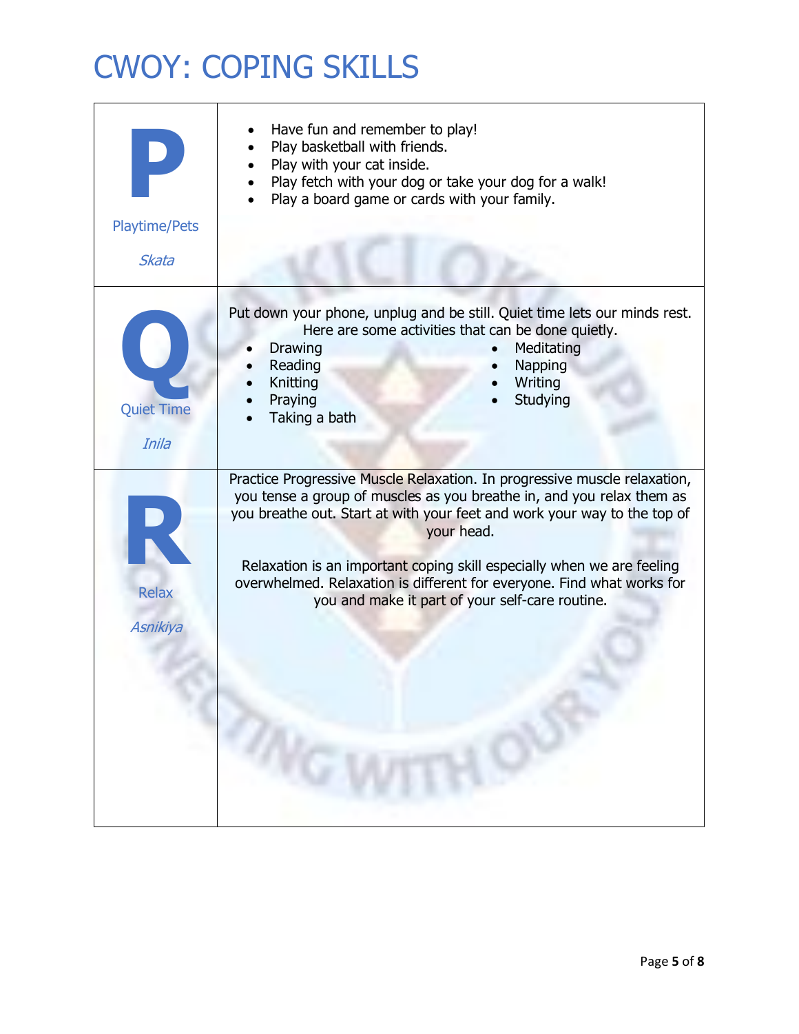# CWOY: COPING SKILLS

| | |
|---|---|
| **P**<br>Playtime/Pets<br>*Skata* | • Have fun and remember to play!<br>• Play basketball with friends.<br>• Play with your cat inside.<br>• Play fetch with your dog or take your dog for a walk!<br>• Play a board game or cards with your family. |
| **Q**<br>Quiet Time<br>*Inila* | Put down your phone, unplug and be still. Quiet time lets our minds rest. Here are some activities that can be done quietly.<br>• Drawing<br>• Reading<br>• Knitting<br>• Praying<br>• Taking a bath<br>• Meditating<br>• Napping<br>• Writing<br>• Studying |
| **R**<br>Relax<br>*Asnikiya* | Practice Progressive Muscle Relaxation. In progressive muscle relaxation, you tense a group of muscles as you breathe in, and you relax them as you breathe out. Start at with your feet and work your way to the top of your head.<br><br>Relaxation is an important coping skill especially when we are feeling overwhelmed. Relaxation is different for everyone. Find what works for you and make it part of your self-care routine. |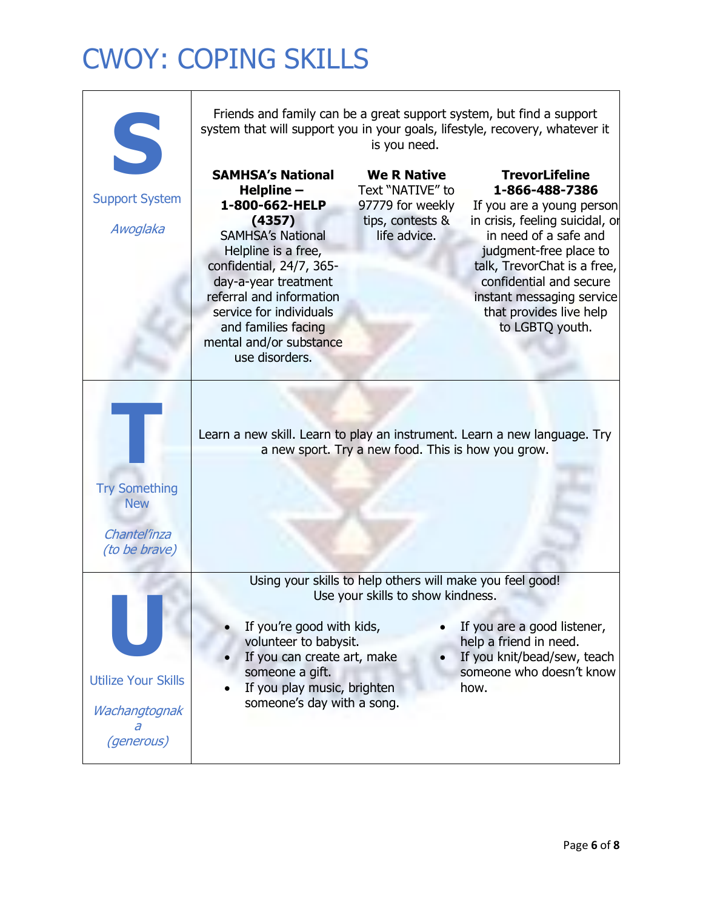# CWOY: COPING SKILLS

## S

Support System

*Awoglaka*

Friends and family can be a great support system, but find a support system that will support you in your goals, lifestyle, recovery, whatever it is you need.

**SAMHSA's National Helpline – 1-800-662-HELP (4357)**
SAMHSA's National Helpline is a free, confidential, 24/7, 365-day-a-year treatment referral and information service for individuals and families facing mental and/or substance use disorders.

**We R Native**
Text "NATIVE" to 97779 for weekly tips, contests & life advice.

**TrevorLifeline 1-866-488-7386**
If you are a young person in crisis, feeling suicidal, or in need of a safe and judgment-free place to talk, TrevorChat is a free, confidential and secure instant messaging service that provides live help to LGBTQ youth.

## T

Try Something New

*Chantel'inza (to be brave)*

Learn a new skill. Learn to play an instrument. Learn a new language. Try a new sport. Try a new food. This is how you grow.

## U

Utilize Your Skills

*Wachangtognaka (generous)*

Using your skills to help others will make you feel good!
Use your skills to show kindness.

- If you're good with kids, volunteer to babysit.
- If you can create art, make someone a gift.
- If you play music, brighten someone's day with a song.
- If you are a good listener, help a friend in need.
- If you knit/bead/sew, teach someone who doesn't know how.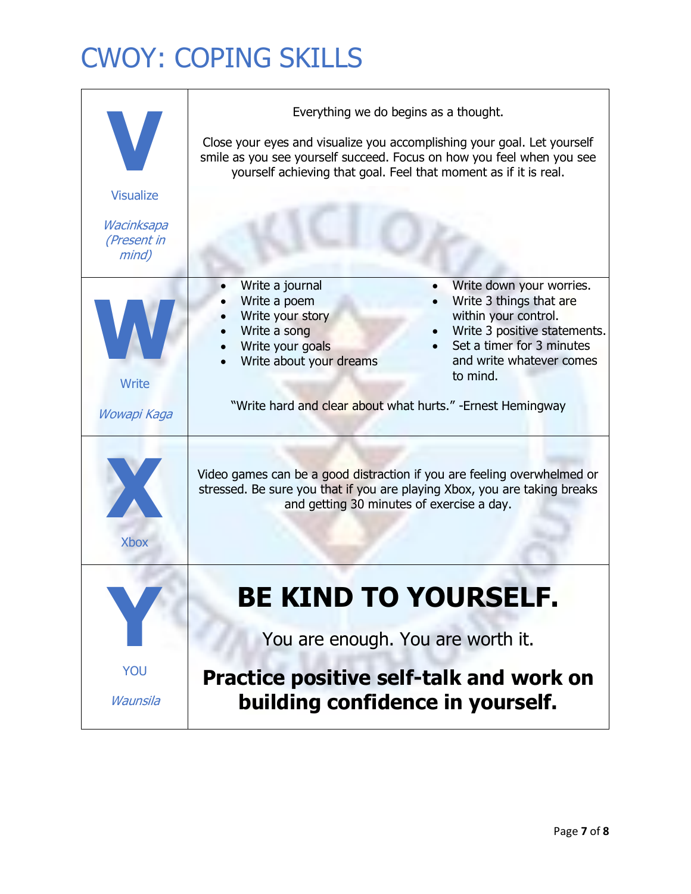# CWOY: COPING SKILLS

| | |
|---|---|
| **V**<br>Visualize<br>*Wacinksapa (Present in mind)* | Everything we do begins as a thought.<br><br>Close your eyes and visualize you accomplishing your goal. Let yourself smile as you see yourself succeed. Focus on how you feel when you see yourself achieving that goal. Feel that moment as if it is real. |
| **W**<br>Write<br>*Wowapi Kaga* | • Write a journal<br>• Write a poem<br>• Write your story<br>• Write a song<br>• Write your goals<br>• Write about your dreams<br>• Write down your worries.<br>• Write 3 things that are within your control.<br>• Write 3 positive statements.<br>• Set a timer for 3 minutes and write whatever comes to mind.<br><br>"Write hard and clear about what hurts." -Ernest Hemingway |
| **X**<br>Xbox | Video games can be a good distraction if you are feeling overwhelmed or stressed. Be sure you that if you are playing Xbox, you are taking breaks and getting 30 minutes of exercise a day. |
| **Y**<br>YOU<br>*Waunsila* | **BE KIND TO YOURSELF.**<br><br>You are enough. You are worth it.<br><br>**Practice positive self-talk and work on building confidence in yourself.** |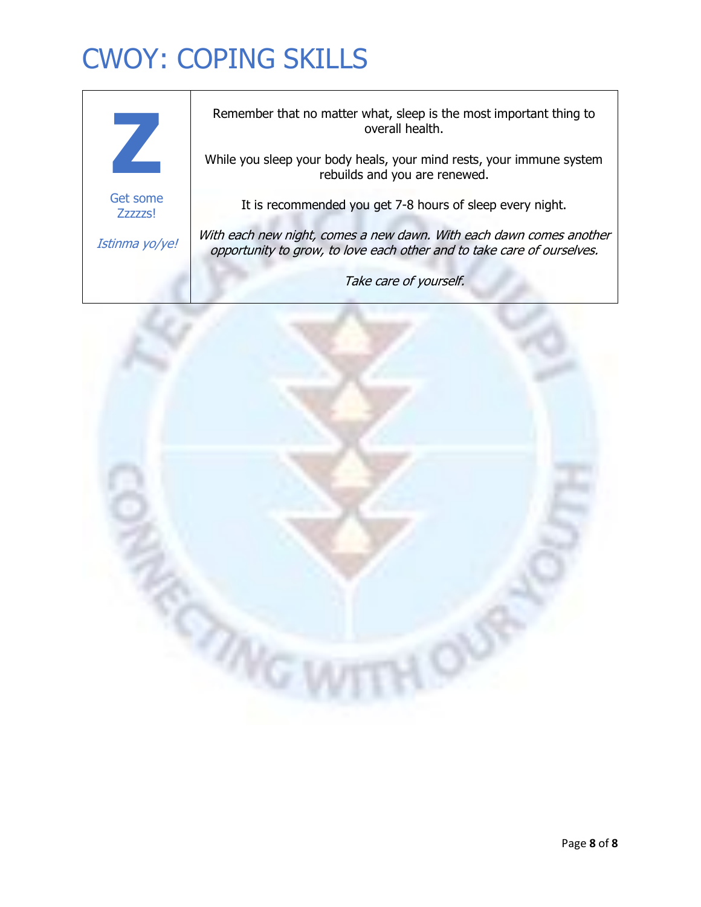# CWOY: COPING SKILLS

| | |
|---|---|
| **Z**<br><br>Get some Zzzzzs!<br><br>*Istinma yo/ye!* | Remember that no matter what, sleep is the most important thing to overall health.<br><br>While you sleep your body heals, your mind rests, your immune system rebuilds and you are renewed.<br><br>It is recommended you get 7-8 hours of sleep every night.<br><br>*With each new night, comes a new dawn. With each dawn comes another opportunity to grow, to love each other and to take care of ourselves.*<br><br>*Take care of yourself.* |